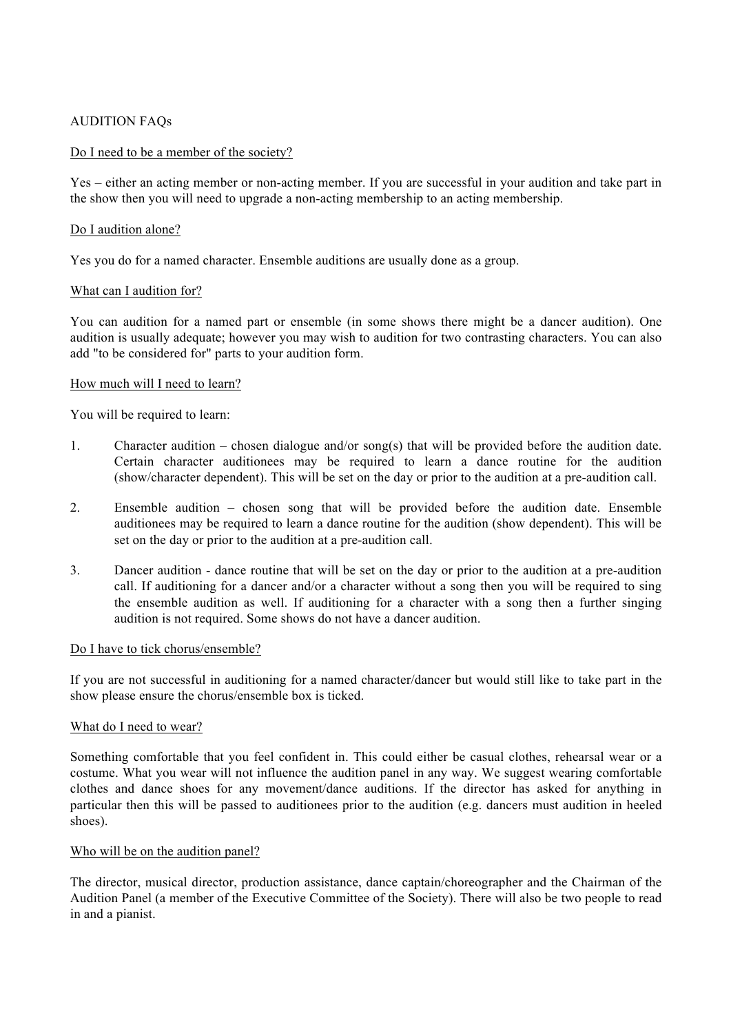# AUDITION FAQs

## Do I need to be a member of the society?

Yes – either an acting member or non-acting member. If you are successful in your audition and take part in the show then you will need to upgrade a non-acting membership to an acting membership.

## Do I audition alone?

Yes you do for a named character. Ensemble auditions are usually done as a group.

## What can I audition for?

You can audition for a named part or ensemble (in some shows there might be a dancer audition). One audition is usually adequate; however you may wish to audition for two contrasting characters. You can also add "to be considered for" parts to your audition form.

## How much will I need to learn?

You will be required to learn:

1. Character audition – chosen dialogue and/or song(s) that will be provided before the audition date. Certain character auditionees may be required to learn a dance routine for the audition (show/character dependent). This will be set on the day or prior to the audition at a pre-audition call.

2. Ensemble audition – chosen song that will be provided before the audition date. Ensemble auditionees may be required to learn a dance routine for the audition (show dependent). This will be set on the day or prior to the audition at a pre-audition call.

3. Dancer audition - dance routine that will be set on the day or prior to the audition at a pre-audition call. If auditioning for a dancer and/or a character without a song then you will be required to sing the ensemble audition as well. If auditioning for a character with a song then a further singing audition is not required. Some shows do not have a dancer audition.

## Do I have to tick chorus/ensemble?

If you are not successful in auditioning for a named character/dancer but would still like to take part in the show please ensure the chorus/ensemble box is ticked.

## What do I need to wear?

Something comfortable that you feel confident in. This could either be casual clothes, rehearsal wear or a costume. What you wear will not influence the audition panel in any way. We suggest wearing comfortable clothes and dance shoes for any movement/dance auditions. If the director has asked for anything in particular then this will be passed to auditionees prior to the audition (e.g. dancers must audition in heeled shoes).

## Who will be on the audition panel?

The director, musical director, production assistance, dance captain/choreographer and the Chairman of the Audition Panel (a member of the Executive Committee of the Society). There will also be two people to read in and a pianist.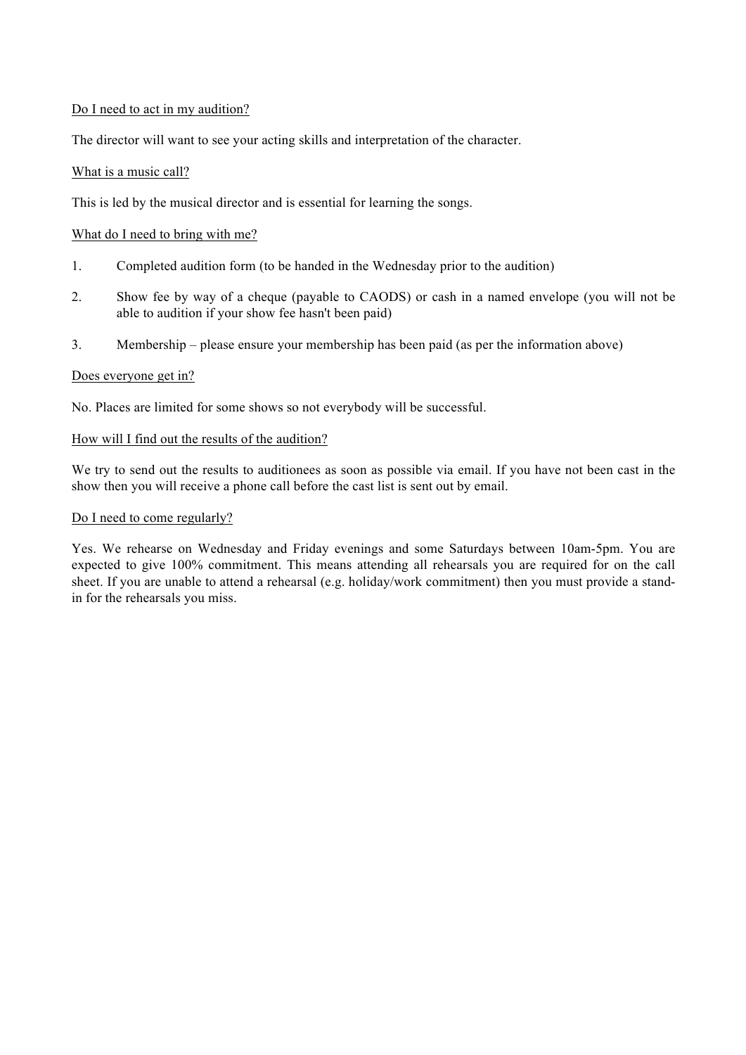Do I need to act in my audition?

The director will want to see your acting skills and interpretation of the character.

What is a music call?

This is led by the musical director and is essential for learning the songs.

What do I need to bring with me?

1. Completed audition form (to be handed in the Wednesday prior to the audition)

2. Show fee by way of a cheque (payable to CAODS) or cash in a named envelope (you will not be able to audition if your show fee hasn't been paid)

3. Membership – please ensure your membership has been paid (as per the information above)

Does everyone get in?

No. Places are limited for some shows so not everybody will be successful.

How will I find out the results of the audition?

We try to send out the results to auditionees as soon as possible via email. If you have not been cast in the show then you will receive a phone call before the cast list is sent out by email.

Do I need to come regularly?

Yes. We rehearse on Wednesday and Friday evenings and some Saturdays between 10am-5pm. You are expected to give 100% commitment. This means attending all rehearsals you are required for on the call sheet. If you are unable to attend a rehearsal (e.g. holiday/work commitment) then you must provide a stand-in for the rehearsals you miss.